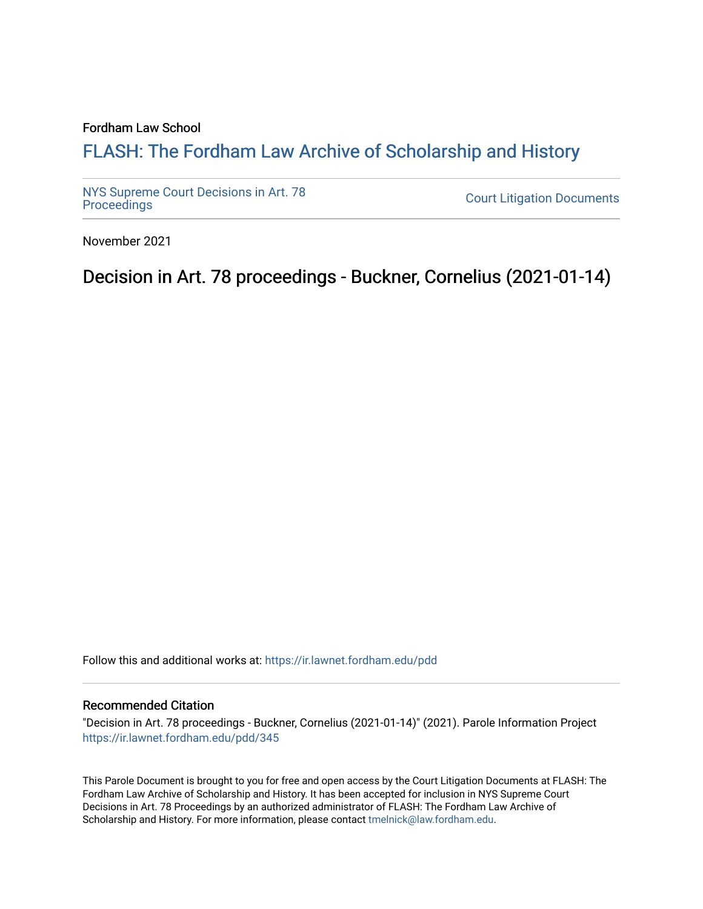Fordham Law School

# FLASH: The Fordham Law Archive of Scholarship and History

NYS Supreme Court Decisions in Art. 78 Proceedings

Court Litigation Documents

November 2021

## Decision in Art. 78 proceedings - Buckner, Cornelius (2021-01-14)

Follow this and additional works at: https://ir.lawnet.fordham.edu/pdd

### Recommended Citation

"Decision in Art. 78 proceedings - Buckner, Cornelius (2021-01-14)" (2021). Parole Information Project https://ir.lawnet.fordham.edu/pdd/345

This Parole Document is brought to you for free and open access by the Court Litigation Documents at FLASH: The Fordham Law Archive of Scholarship and History. It has been accepted for inclusion in NYS Supreme Court Decisions in Art. 78 Proceedings by an authorized administrator of FLASH: The Fordham Law Archive of Scholarship and History. For more information, please contact tmelnick@law.fordham.edu.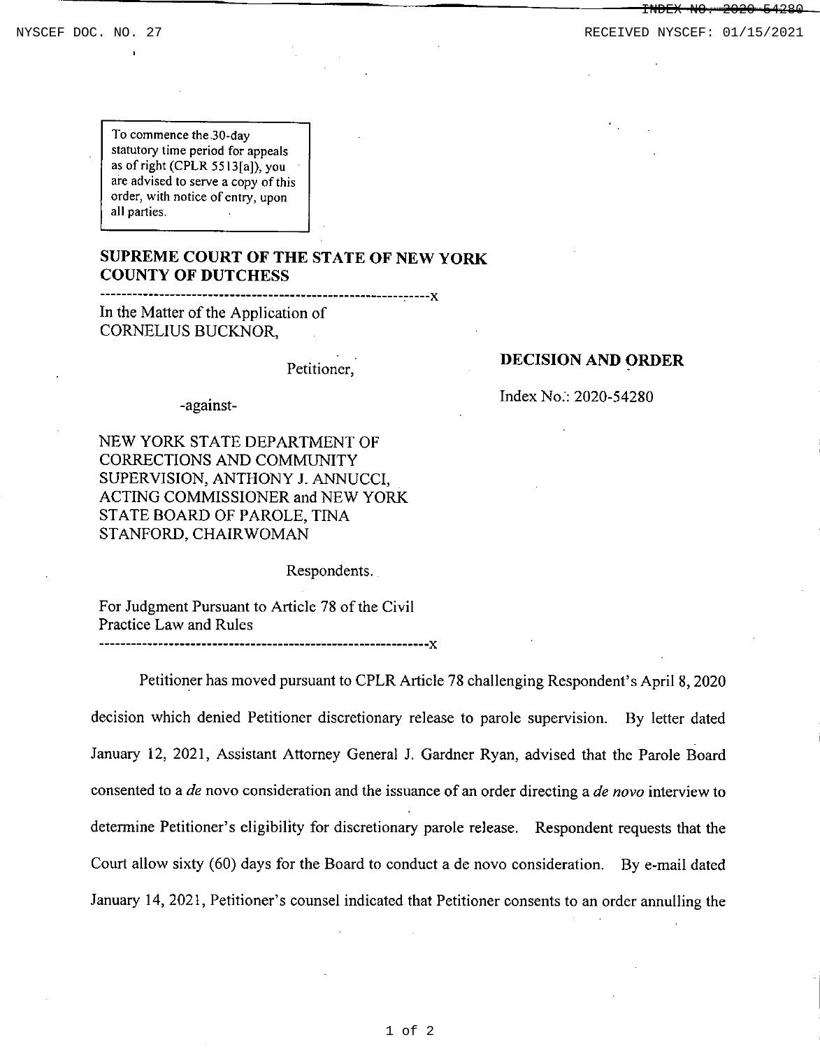To commence the 30-day statutory time period for appeals as of right (CPLR 5513[a]), you are advised to serve a copy of this order, with notice of entry, upon all parties.

**SUPREME COURT OF THE STATE OF NEW YORK**
**COUNTY OF DUTCHESS**

In the Matter of the Application of
CORNELIUS BUCKNOR,

Petitioner,

-against-

NEW YORK STATE DEPARTMENT OF CORRECTIONS AND COMMUNITY SUPERVISION, ANTHONY J. ANNUCCI, ACTING COMMISSIONER and NEW YORK STATE BOARD OF PAROLE, TINA STANFORD, CHAIRWOMAN

Respondents.

For Judgment Pursuant to Article 78 of the Civil Practice Law and Rules

**DECISION AND ORDER**

Index No.: 2020-54280

Petitioner has moved pursuant to CPLR Article 78 challenging Respondent's April 8, 2020 decision which denied Petitioner discretionary release to parole supervision. By letter dated January 12, 2021, Assistant Attorney General J. Gardner Ryan, advised that the Parole Board consented to a *de* novo consideration and the issuance of an order directing a *de novo* interview to determine Petitioner's eligibility for discretionary parole release. Respondent requests that the Court allow sixty (60) days for the Board to conduct a de novo consideration. By e-mail dated January 14, 2021, Petitioner's counsel indicated that Petitioner consents to an order annulling the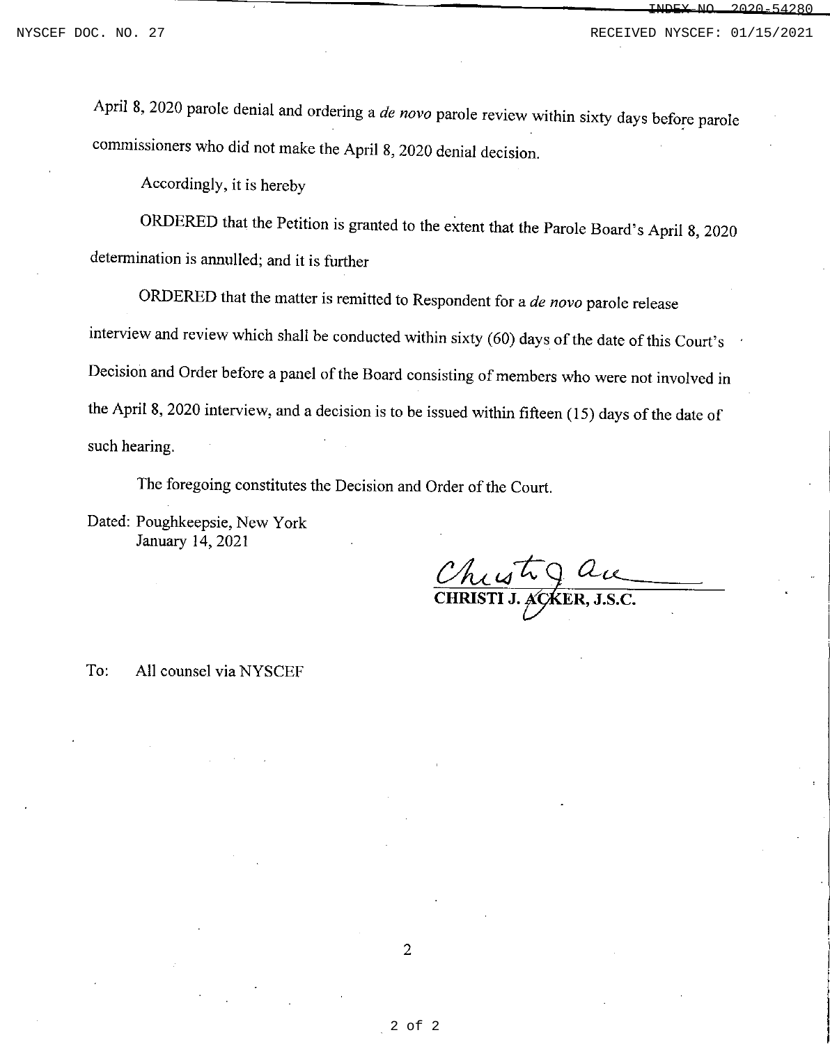April 8, 2020 parole denial and ordering a *de novo* parole review within sixty days before parole commissioners who did not make the April 8, 2020 denial decision.

Accordingly, it is hereby

ORDERED that the Petition is granted to the extent that the Parole Board's April 8, 2020 determination is annulled; and it is further

ORDERED that the matter is remitted to Respondent for a *de novo* parole release interview and review which shall be conducted within sixty (60) days of the date of this Court's Decision and Order before a panel of the Board consisting of members who were not involved in the April 8, 2020 interview, and a decision is to be issued within fifteen (15) days of the date of such hearing.

The foregoing constitutes the Decision and Order of the Court.

Dated: Poughkeepsie, New York
January 14, 2021

**CHRISTI J. ACKER, J.S.C.**

To: All counsel via NYSCEF